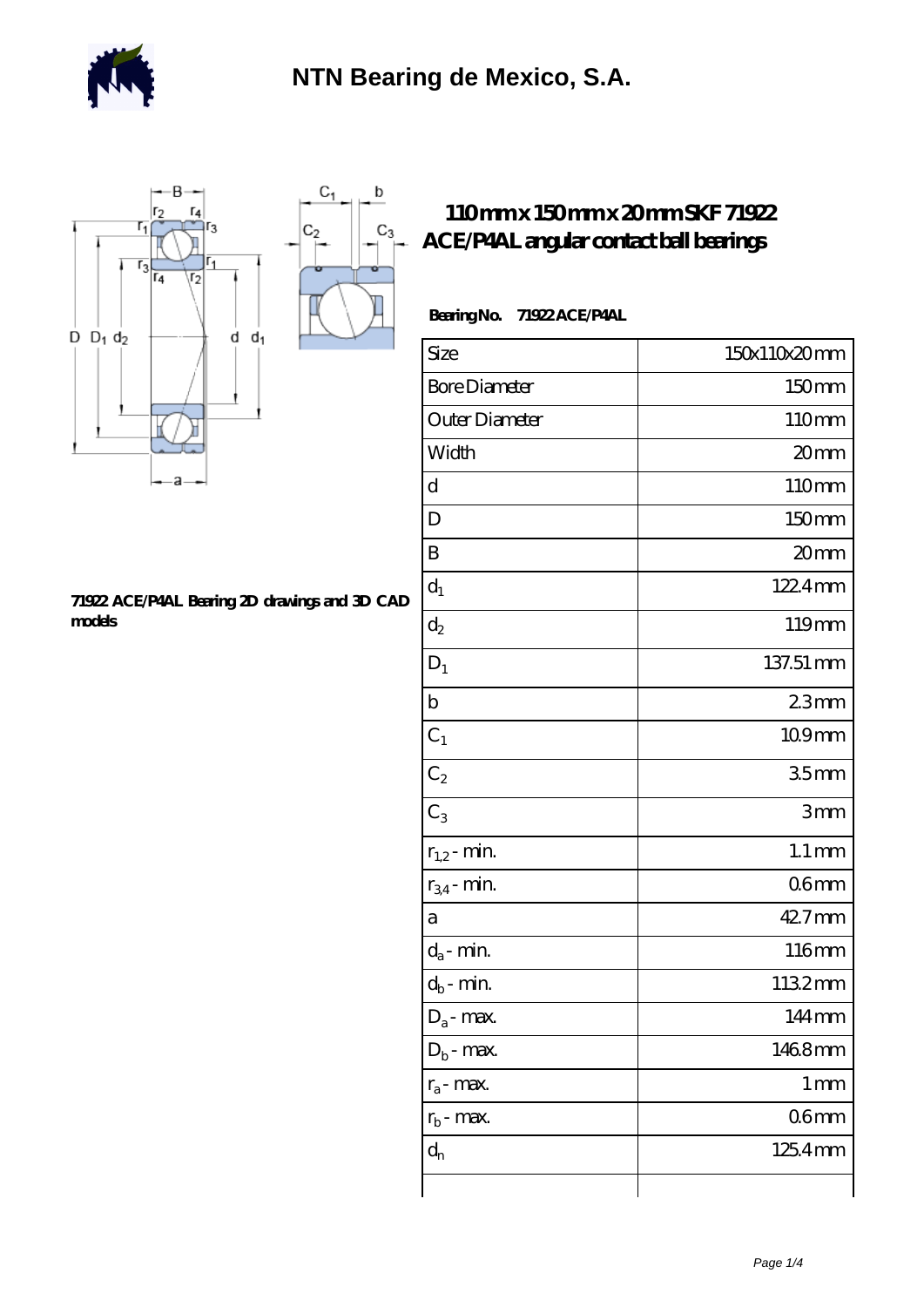# NTN Bearing de Mexico, S.A.

## 110mm x 150mm x 20mm SKF 71922 ACE/P4AL angular contact ball bearings

**Bearing No. 71922 ACE/P4AL**

| Size | 150x110x20 mm |
|---|---|
| Bore Diameter | 150 mm |
| Outer Diameter | 110 mm |
| Width | 20 mm |
| d | 110 mm |
| D | 150 mm |
| B | 20 mm |
| $d_1$ | 122.4 mm |
| $d_2$ | 119 mm |
| $D_1$ | 137.51 mm |
| b | 2.3 mm |
| $C_1$ | 10.9 mm |
| $C_2$ | 3.5 mm |
| $C_3$ | 3 mm |
| $r_{1,2}$ - min. | 1.1 mm |
| $r_{3,4}$ - min. | 0.6 mm |
| a | 42.7 mm |
| $d_a$ - min. | 116 mm |
| $d_b$ - min. | 113.2 mm |
| $D_a$ - max. | 144 mm |
| $D_b$ - max. | 146.8 mm |
| $r_a$ - max. | 1 mm |
| $r_b$ - max. | 0.6 mm |
| $d_n$ | 125.4 mm |
| | |

**71922 ACE/P4AL Bearing 2D drawings and 3D CAD models**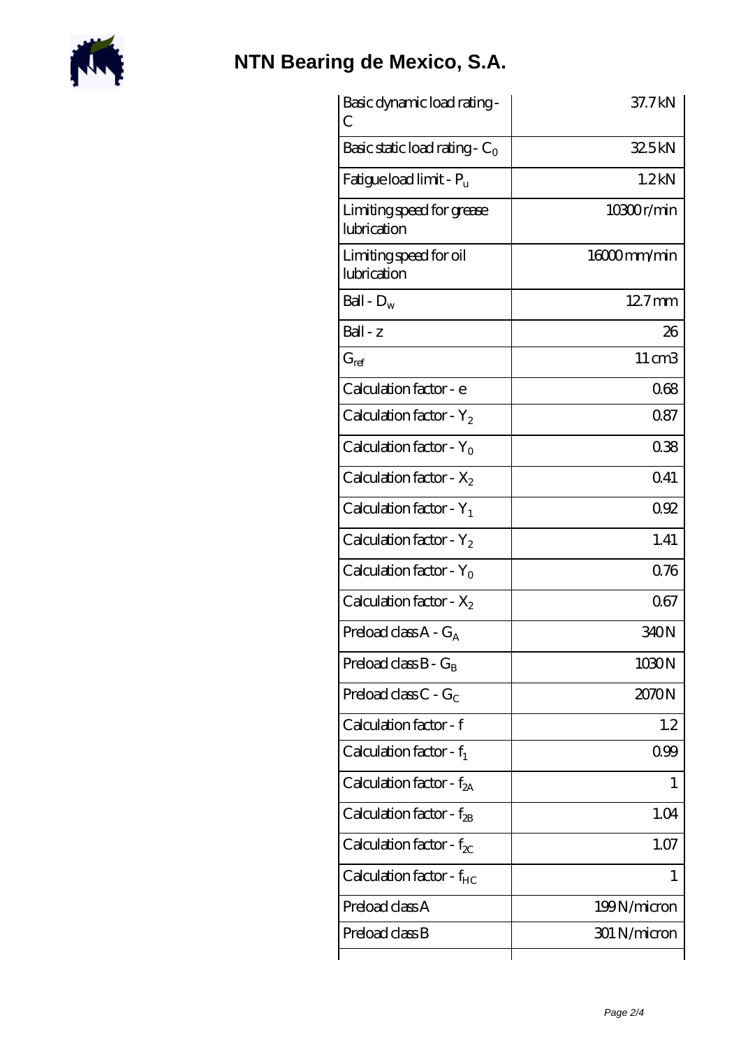# NTN Bearing de Mexico, S.A.

| | |
|---|---|
| Basic dynamic load rating - C | 37.7 kN |
| Basic static load rating - $C_0$ | 32.5 kN |
| Fatigue load limit - $P_u$ | 1.2 kN |
| Limiting speed for grease lubrication | 10300 r/min |
| Limiting speed for oil lubrication | 16000 mm/min |
| Ball - $D_w$ | 12.7 mm |
| Ball - z | 26 |
| $G_{ref}$ | 11 cm3 |
| Calculation factor - e | 0.68 |
| Calculation factor - $Y_2$ | 0.87 |
| Calculation factor - $Y_0$ | 0.38 |
| Calculation factor - $X_2$ | 0.41 |
| Calculation factor - $Y_1$ | 0.92 |
| Calculation factor - $Y_2$ | 1.41 |
| Calculation factor - $Y_0$ | 0.76 |
| Calculation factor - $X_2$ | 0.67 |
| Preload class A - $G_A$ | 340 N |
| Preload class B - $G_B$ | 1030 N |
| Preload class C - $G_C$ | 2070 N |
| Calculation factor - f | 1.2 |
| Calculation factor - $f_1$ | 0.99 |
| Calculation factor - $f_{2A}$ | 1 |
| Calculation factor - $f_{2B}$ | 1.04 |
| Calculation factor - $f_{2C}$ | 1.07 |
| Calculation factor - $f_{HC}$ | 1 |
| Preload class A | 199 N/micron |
| Preload class B | 301 N/micron |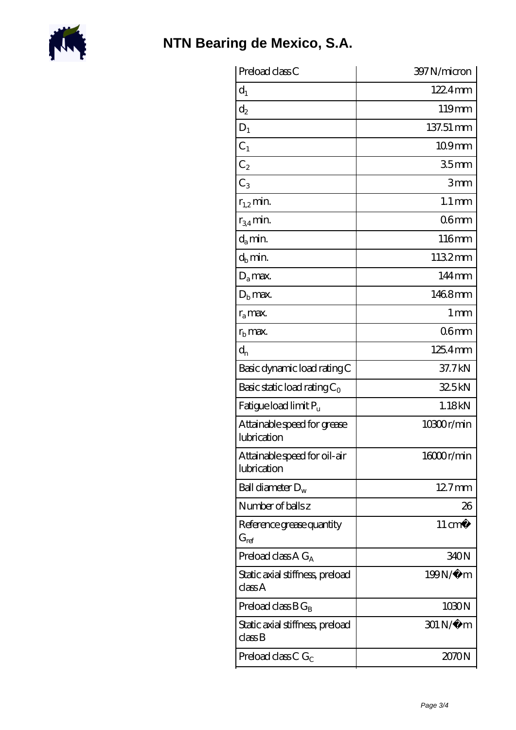# NTN Bearing de Mexico, S.A.

| | |
|---|---|
| Preload class C | 397 N/micron |
| $d_1$ | 122.4 mm |
| $d_2$ | 119 mm |
| $D_1$ | 137.51 mm |
| $C_1$ | 10.9 mm |
| $C_2$ | 3.5 mm |
| $C_3$ | 3 mm |
| $r_{1,2}$ min. | 1.1 mm |
| $r_{3,4}$ min. | 0.6 mm |
| $d_a$ min. | 116 mm |
| $d_b$ min. | 113.2 mm |
| $D_a$ max. | 144 mm |
| $D_b$ max. | 146.8 mm |
| $r_a$ max. | 1 mm |
| $r_b$ max. | 0.6 mm |
| $d_n$ | 125.4 mm |
| Basic dynamic load rating C | 37.7 kN |
| Basic static load rating $C_0$ | 32.5 kN |
| Fatigue load limit $P_u$ | 1.18 kN |
| Attainable speed for grease lubrication | 10300 r/min |
| Attainable speed for oil-air lubrication | 16000 r/min |
| Ball diameter $D_w$ | 12.7 mm |
| Number of balls z | 26 |
| Reference grease quantity $G_{ref}$ | 11 cm� |
| Preload class A $G_A$ | 340 N |
| Static axial stiffness, preload class A | 199 N/�m |
| Preload class B $G_B$ | 1030 N |
| Static axial stiffness, preload class B | 301 N/�m |
| Preload class C $G_C$ | 2070 N |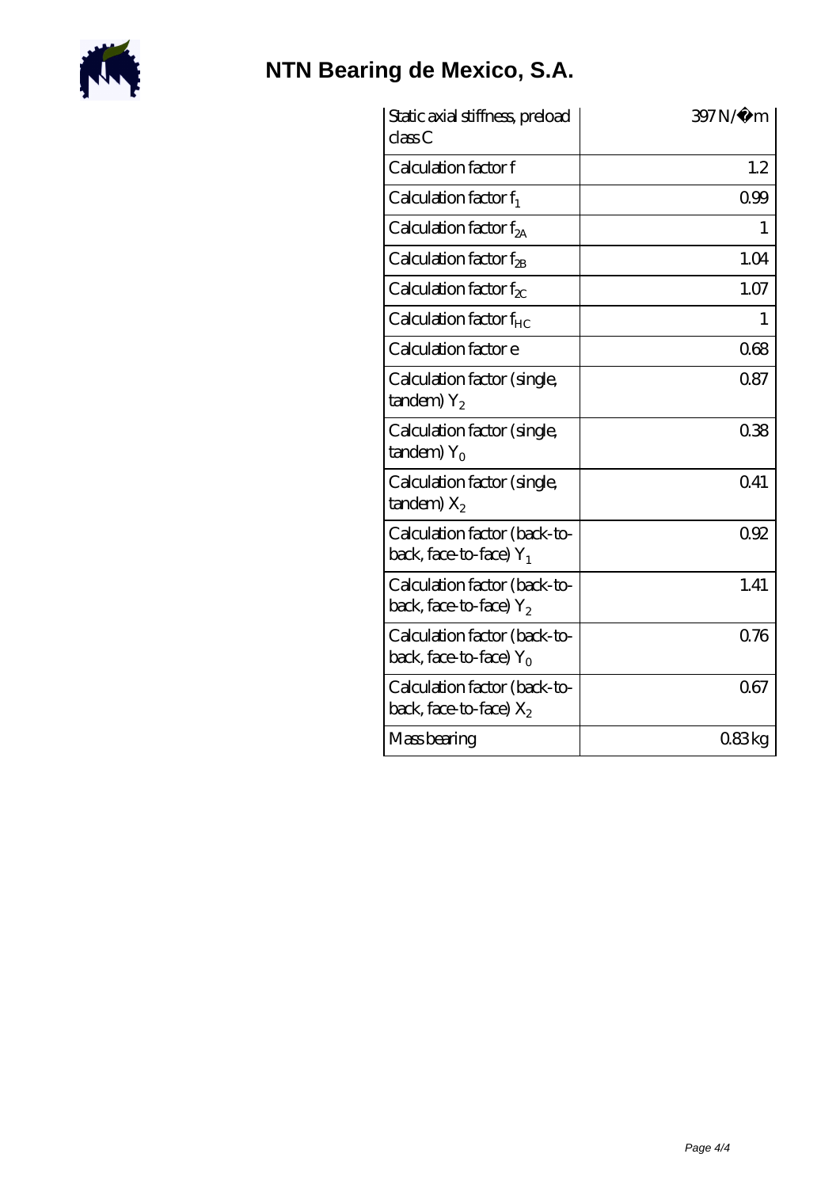| | |
|---|---|
| Static axial stiffness, preload class C | 397 N/�m |
| Calculation factor f | 1.2 |
| Calculation factor $f_1$ | 0.99 |
| Calculation factor $f_{2A}$ | 1 |
| Calculation factor $f_{2B}$ | 1.04 |
| Calculation factor $f_{2C}$ | 1.07 |
| Calculation factor $f_{HC}$ | 1 |
| Calculation factor e | 0.68 |
| Calculation factor (single, tandem) $Y_2$ | 0.87 |
| Calculation factor (single, tandem) $Y_0$ | 0.38 |
| Calculation factor (single, tandem) $X_2$ | 0.41 |
| Calculation factor (back-to-back, face-to-face) $Y_1$ | 0.92 |
| Calculation factor (back-to-back, face-to-face) $Y_2$ | 1.41 |
| Calculation factor (back-to-back, face-to-face) $Y_0$ | 0.76 |
| Calculation factor (back-to-back, face-to-face) $X_2$ | 0.67 |
| Mass bearing | 0.83 kg |